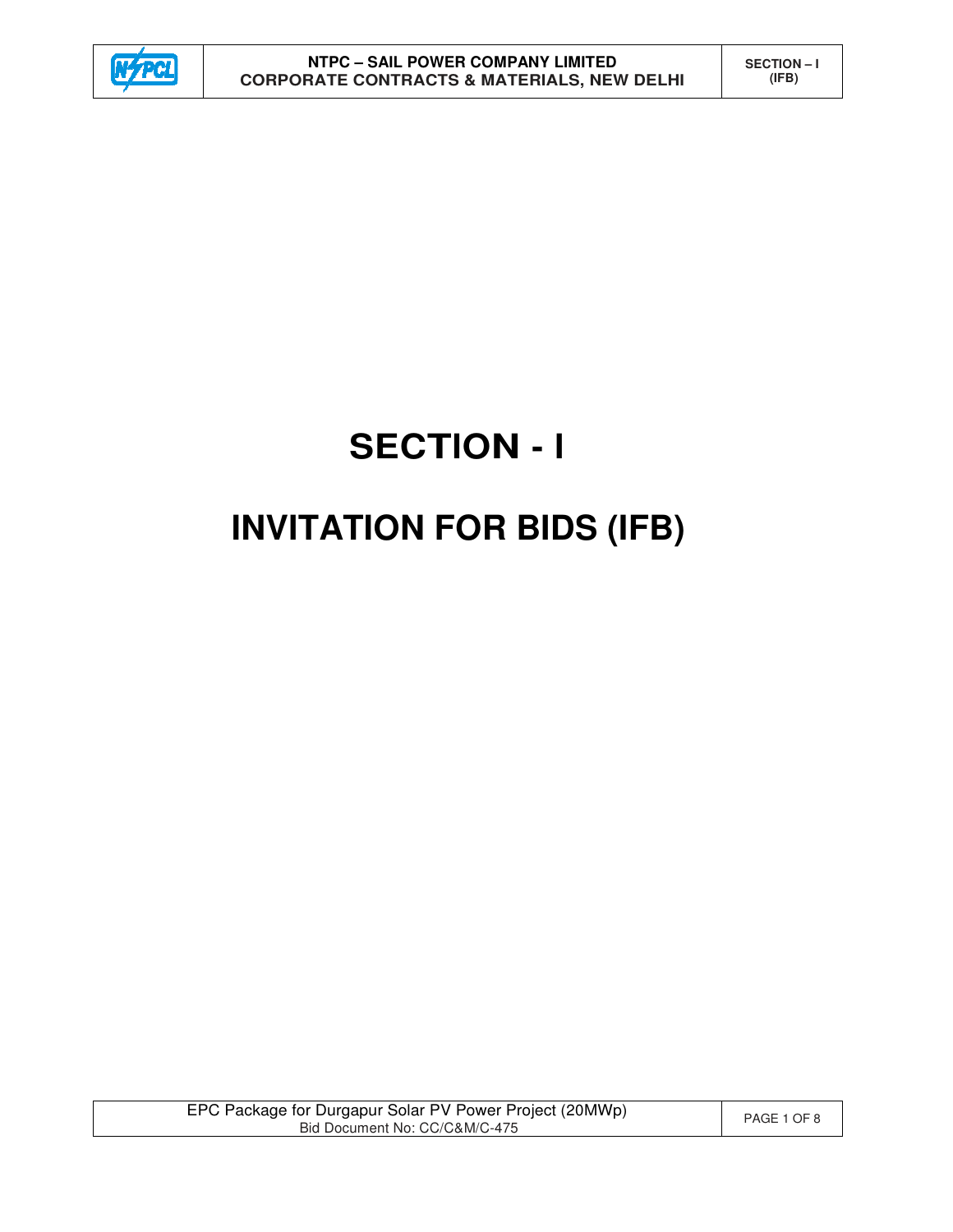# SECTION - I

# INVITATION FOR BIDS (IFB)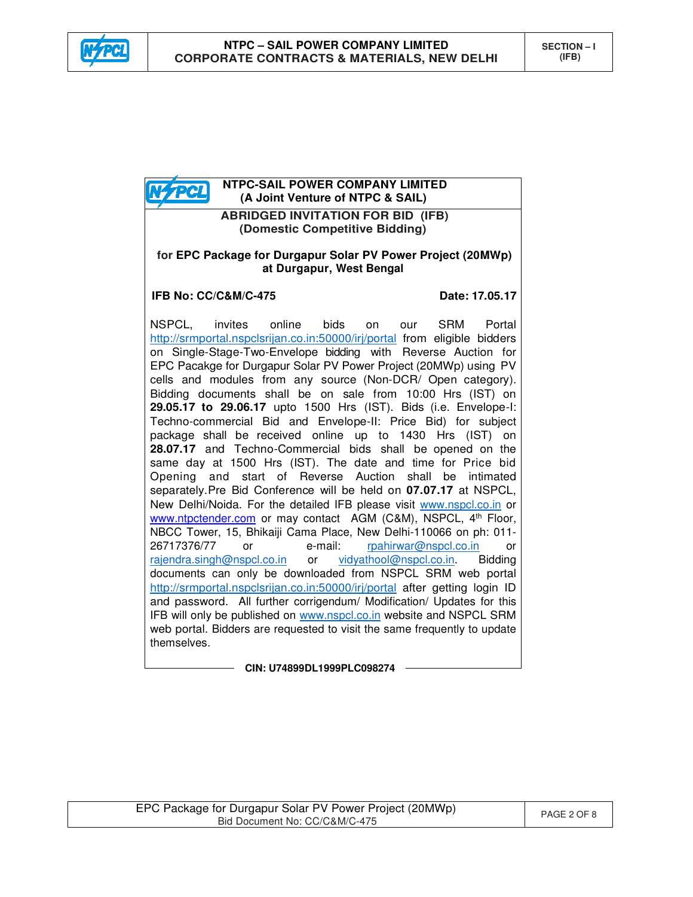**NTPC-SAIL POWER COMPANY LIMITED**
**(A Joint Venture of NTPC & SAIL)**

## ABRIDGED INVITATION FOR BID (IFB)
### (Domestic Competitive Bidding)

for **EPC Package for Durgapur Solar PV Power Project (20MWp) at Durgapur, West Bengal**

**IFB No: CC/C&M/C-475** **Date: 17.05.17**

NSPCL, invites online bids on our SRM Portal http://srmportal.nspclsrijan.co.in:50000/irj/portal from eligible bidders on Single-Stage-Two-Envelope bidding with Reverse Auction for EPC Pacakge for Durgapur Solar PV Power Project (20MWp) using PV cells and modules from any source (Non-DCR/ Open category). Bidding documents shall be on sale from 10:00 Hrs (IST) on **29.05.17 to 29.06.17** upto 1500 Hrs (IST). Bids (i.e. Envelope-I: Techno-commercial Bid and Envelope-II: Price Bid) for subject package shall be received online up to 1430 Hrs (IST) on **28.07.17** and Techno-Commercial bids shall be opened on the same day at 1500 Hrs (IST). The date and time for Price bid Opening and start of Reverse Auction shall be intimated separately. Pre Bid Conference will be held on **07.07.17** at NSPCL, New Delhi/Noida. For the detailed IFB please visit www.nspcl.co.in or www.ntpctender.com or may contact AGM (C&M), NSPCL, 4th Floor, NBCC Tower, 15, Bhikaiji Cama Place, New Delhi-110066 on ph: 011-26717376/77 or e-mail: rpahirwar@nspcl.co.in or rajendra.singh@nspcl.co.in or vidyathool@nspcl.co.in. Bidding documents can only be downloaded from NSPCL SRM web portal http://srmportal.nspclsrijan.co.in:50000/irj/portal after getting login ID and password. All further corrigendum/ Modification/ Updates for this IFB will only be published on www.nspcl.co.in website and NSPCL SRM web portal. Bidders are requested to visit the same frequently to update themselves.

**CIN: U74899DL1999PLC098274**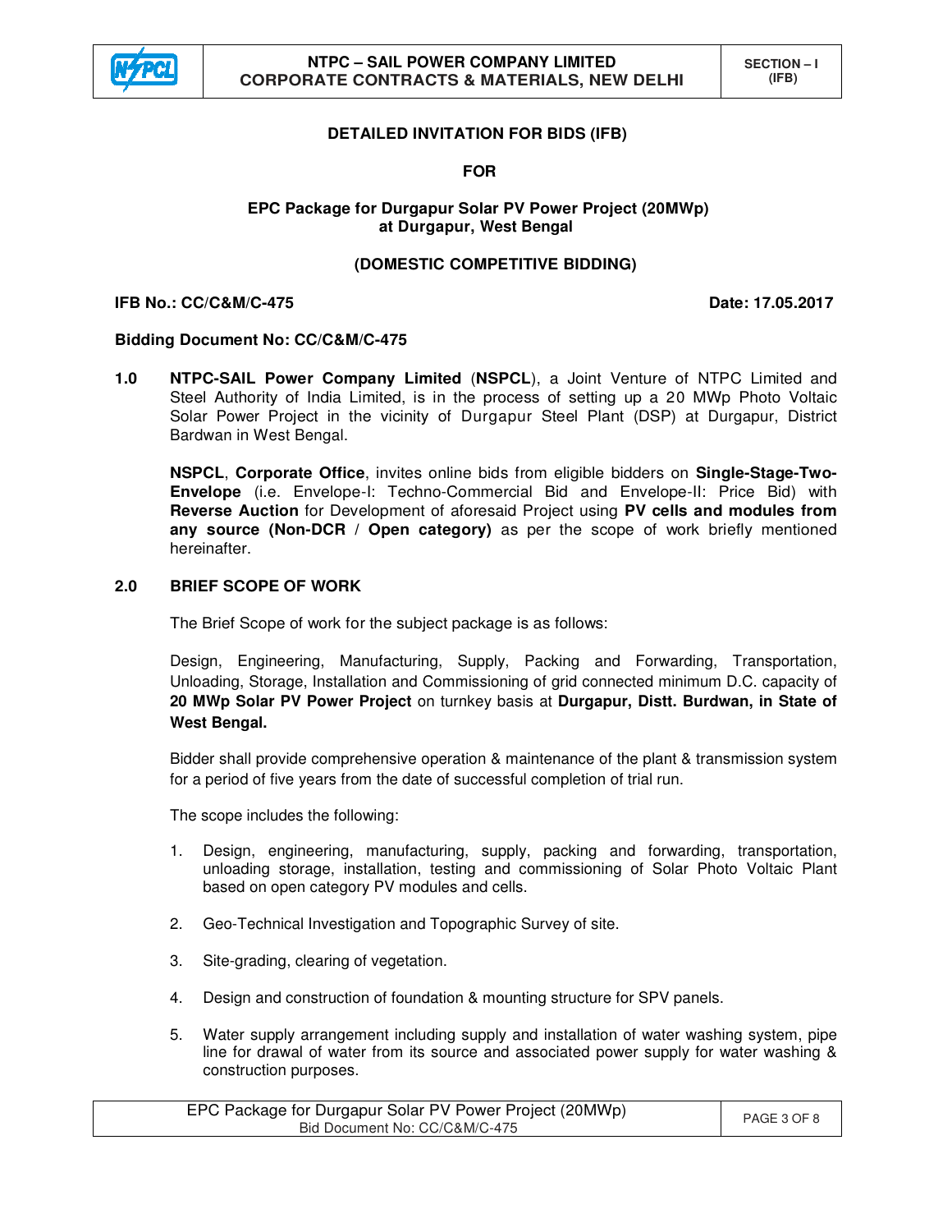## DETAILED INVITATION FOR BIDS (IFB)

**FOR**

**EPC Package for Durgapur Solar PV Power Project (20MWp) at Durgapur, West Bengal**

**(DOMESTIC COMPETITIVE BIDDING)**

**IFB No.: CC/C&M/C-475** **Date: 17.05.2017**

**Bidding Document No: CC/C&M/C-475**

**1.0** **NTPC-SAIL Power Company Limited** (**NSPCL**), a Joint Venture of NTPC Limited and Steel Authority of India Limited, is in the process of setting up a 20 MWp Photo Voltaic Solar Power Project in the vicinity of Durgapur Steel Plant (DSP) at Durgapur, District Bardwan in West Bengal.

**NSPCL**, **Corporate Office**, invites online bids from eligible bidders on **Single-Stage-Two-Envelope** (i.e. Envelope-I: Techno-Commercial Bid and Envelope-II: Price Bid) with **Reverse Auction** for Development of aforesaid Project using **PV cells and modules from any source (Non-DCR / Open category)** as per the scope of work briefly mentioned hereinafter.

**2.0** **BRIEF SCOPE OF WORK**

The Brief Scope of work for the subject package is as follows:

Design, Engineering, Manufacturing, Supply, Packing and Forwarding, Transportation, Unloading, Storage, Installation and Commissioning of grid connected minimum D.C. capacity of **20 MWp Solar PV Power Project** on turnkey basis at **Durgapur, Distt. Burdwan, in State of West Bengal.**

Bidder shall provide comprehensive operation & maintenance of the plant & transmission system for a period of five years from the date of successful completion of trial run.

The scope includes the following:

1. Design, engineering, manufacturing, supply, packing and forwarding, transportation, unloading storage, installation, testing and commissioning of Solar Photo Voltaic Plant based on open category PV modules and cells.

2. Geo-Technical Investigation and Topographic Survey of site.

3. Site-grading, clearing of vegetation.

4. Design and construction of foundation & mounting structure for SPV panels.

5. Water supply arrangement including supply and installation of water washing system, pipe line for drawal of water from its source and associated power supply for water washing & construction purposes.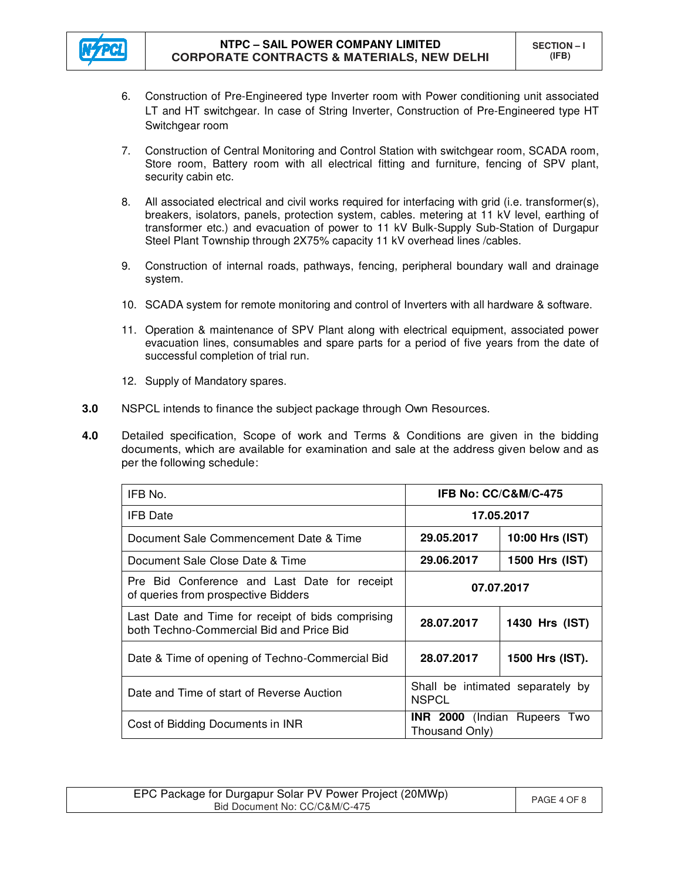6. Construction of Pre-Engineered type Inverter room with Power conditioning unit associated LT and HT switchgear. In case of String Inverter, Construction of Pre-Engineered type HT Switchgear room

7. Construction of Central Monitoring and Control Station with switchgear room, SCADA room, Store room, Battery room with all electrical fitting and furniture, fencing of SPV plant, security cabin etc.

8. All associated electrical and civil works required for interfacing with grid (i.e. transformer(s), breakers, isolators, panels, protection system, cables. metering at 11 kV level, earthing of transformer etc.) and evacuation of power to 11 kV Bulk-Supply Sub-Station of Durgapur Steel Plant Township through 2X75% capacity 11 kV overhead lines /cables.

9. Construction of internal roads, pathways, fencing, peripheral boundary wall and drainage system.

10. SCADA system for remote monitoring and control of Inverters with all hardware & software.

11. Operation & maintenance of SPV Plant along with electrical equipment, associated power evacuation lines, consumables and spare parts for a period of five years from the date of successful completion of trial run.

12. Supply of Mandatory spares.

**3.0** NSPCL intends to finance the subject package through Own Resources.

**4.0** Detailed specification, Scope of work and Terms & Conditions are given in the bidding documents, which are available for examination and sale at the address given below and as per the following schedule:

| IFB No. | **IFB No: CC/C&M/C-475** | |
|---|---|---|
| IFB Date | **17.05.2017** | |
| Document Sale Commencement Date & Time | **29.05.2017** | **10:00 Hrs (IST)** |
| Document Sale Close Date & Time | **29.06.2017** | **1500 Hrs (IST)** |
| Pre Bid Conference and Last Date for receipt of queries from prospective Bidders | **07.07.2017** | |
| Last Date and Time for receipt of bids comprising both Techno-Commercial Bid and Price Bid | **28.07.2017** | **1430 Hrs (IST)** |
| Date & Time of opening of Techno-Commercial Bid | **28.07.2017** | **1500 Hrs (IST).** |
| Date and Time of start of Reverse Auction | Shall be intimated separately by NSPCL | |
| Cost of Bidding Documents in INR | **INR 2000** (Indian Rupees Two Thousand Only) | |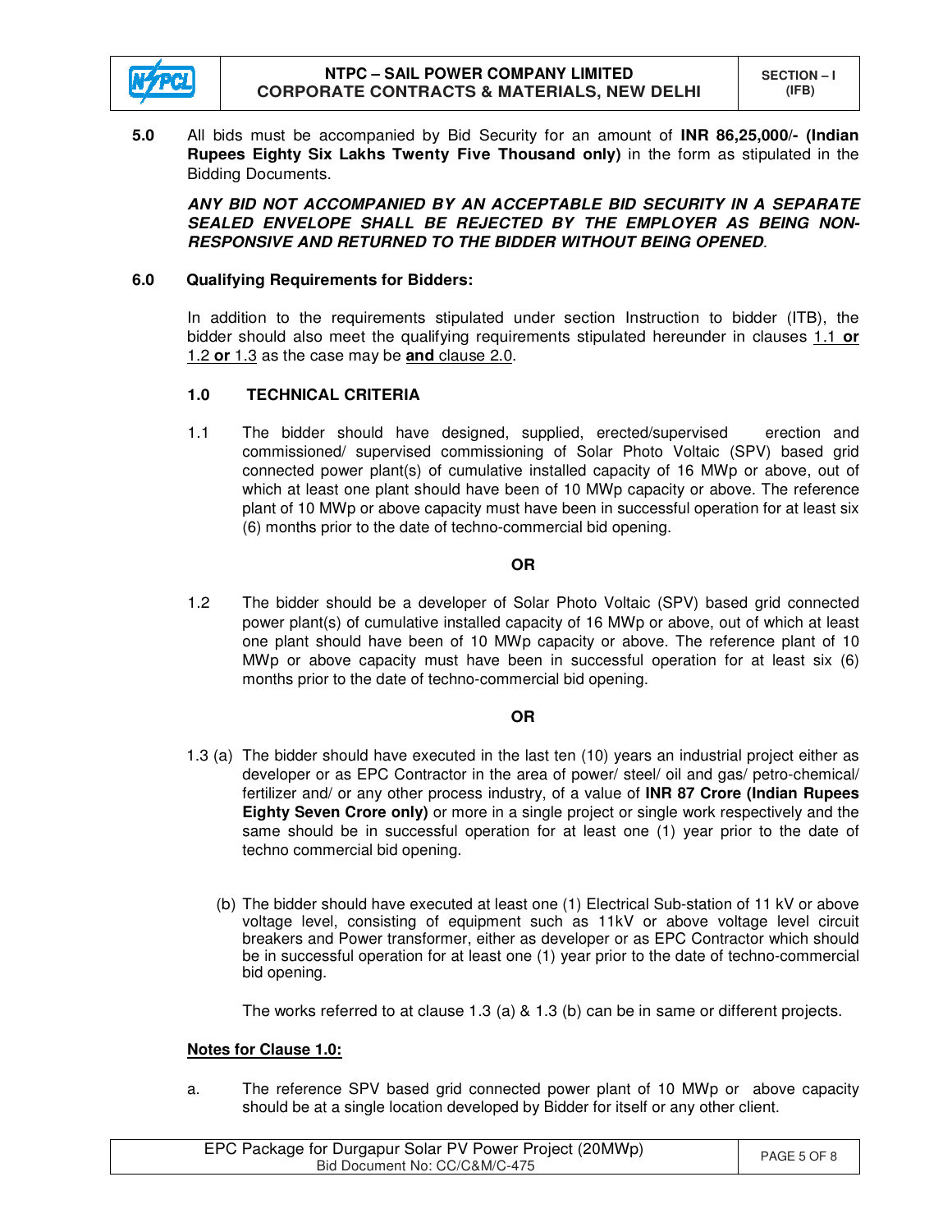**5.0** All bids must be accompanied by Bid Security for an amount of **INR 86,25,000/- (Indian Rupees Eighty Six Lakhs Twenty Five Thousand only)** in the form as stipulated in the Bidding Documents.

***ANY BID NOT ACCOMPANIED BY AN ACCEPTABLE BID SECURITY IN A SEPARATE SEALED ENVELOPE SHALL BE REJECTED BY THE EMPLOYER AS BEING NON-RESPONSIVE AND RETURNED TO THE BIDDER WITHOUT BEING OPENED***.

**6.0 Qualifying Requirements for Bidders:**

In addition to the requirements stipulated under section Instruction to bidder (ITB), the bidder should also meet the qualifying requirements stipulated hereunder in clauses <u>1.1 **or** 1.2 **or** 1.3</u> as the case may be <u>**and** clause 2.0</u>.

**1.0 TECHNICAL CRITERIA**

1.1 The bidder should have designed, supplied, erected/supervised erection and commissioned/ supervised commissioning of Solar Photo Voltaic (SPV) based grid connected power plant(s) of cumulative installed capacity of 16 MWp or above, out of which at least one plant should have been of 10 MWp capacity or above. The reference plant of 10 MWp or above capacity must have been in successful operation for at least six (6) months prior to the date of techno-commercial bid opening.

**OR**

1.2 The bidder should be a developer of Solar Photo Voltaic (SPV) based grid connected power plant(s) of cumulative installed capacity of 16 MWp or above, out of which at least one plant should have been of 10 MWp capacity or above. The reference plant of 10 MWp or above capacity must have been in successful operation for at least six (6) months prior to the date of techno-commercial bid opening.

**OR**

1.3 (a) The bidder should have executed in the last ten (10) years an industrial project either as developer or as EPC Contractor in the area of power/ steel/ oil and gas/ petro-chemical/ fertilizer and/ or any other process industry, of a value of **INR 87 Crore (Indian Rupees Eighty Seven Crore only)** or more in a single project or single work respectively and the same should be in successful operation for at least one (1) year prior to the date of techno commercial bid opening.

(b) The bidder should have executed at least one (1) Electrical Sub-station of 11 kV or above voltage level, consisting of equipment such as 11kV or above voltage level circuit breakers and Power transformer, either as developer or as EPC Contractor which should be in successful operation for at least one (1) year prior to the date of techno-commercial bid opening.

The works referred to at clause 1.3 (a) & 1.3 (b) can be in same or different projects.

<u>**Notes for Clause 1.0:**</u>

a. The reference SPV based grid connected power plant of 10 MWp or above capacity should be at a single location developed by Bidder for itself or any other client.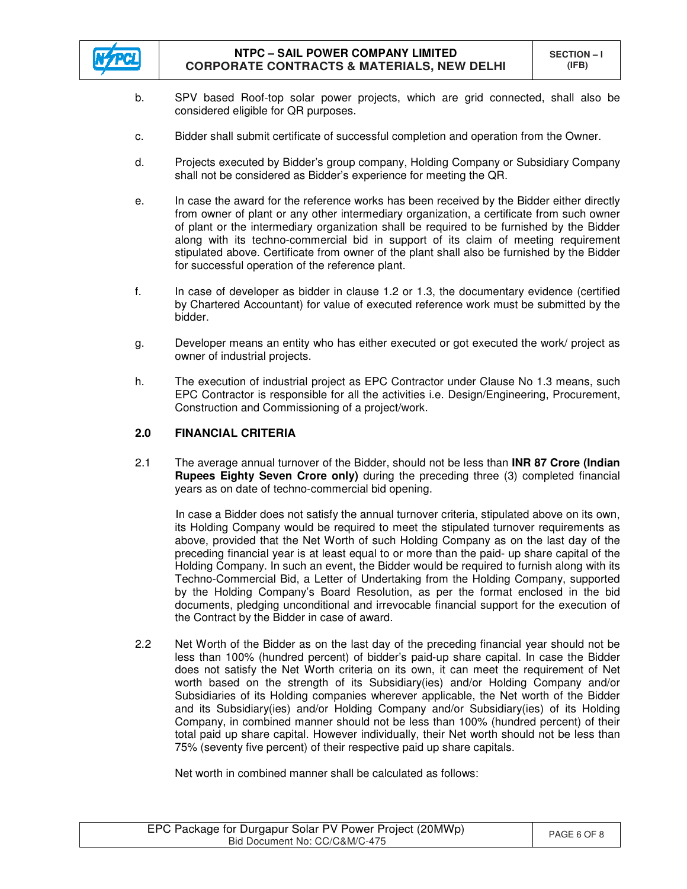b. SPV based Roof-top solar power projects, which are grid connected, shall also be considered eligible for QR purposes.

c. Bidder shall submit certificate of successful completion and operation from the Owner.

d. Projects executed by Bidder's group company, Holding Company or Subsidiary Company shall not be considered as Bidder's experience for meeting the QR.

e. In case the award for the reference works has been received by the Bidder either directly from owner of plant or any other intermediary organization, a certificate from such owner of plant or the intermediary organization shall be required to be furnished by the Bidder along with its techno-commercial bid in support of its claim of meeting requirement stipulated above. Certificate from owner of the plant shall also be furnished by the Bidder for successful operation of the reference plant.

f. In case of developer as bidder in clause 1.2 or 1.3, the documentary evidence (certified by Chartered Accountant) for value of executed reference work must be submitted by the bidder.

g. Developer means an entity who has either executed or got executed the work/ project as owner of industrial projects.

h. The execution of industrial project as EPC Contractor under Clause No 1.3 means, such EPC Contractor is responsible for all the activities i.e. Design/Engineering, Procurement, Construction and Commissioning of a project/work.

## 2.0 FINANCIAL CRITERIA

2.1 The average annual turnover of the Bidder, should not be less than **INR 87 Crore (Indian Rupees Eighty Seven Crore only)** during the preceding three (3) completed financial years as on date of techno-commercial bid opening.

In case a Bidder does not satisfy the annual turnover criteria, stipulated above on its own, its Holding Company would be required to meet the stipulated turnover requirements as above, provided that the Net Worth of such Holding Company as on the last day of the preceding financial year is at least equal to or more than the paid- up share capital of the Holding Company. In such an event, the Bidder would be required to furnish along with its Techno-Commercial Bid, a Letter of Undertaking from the Holding Company, supported by the Holding Company's Board Resolution, as per the format enclosed in the bid documents, pledging unconditional and irrevocable financial support for the execution of the Contract by the Bidder in case of award.

2.2 Net Worth of the Bidder as on the last day of the preceding financial year should not be less than 100% (hundred percent) of bidder's paid-up share capital. In case the Bidder does not satisfy the Net Worth criteria on its own, it can meet the requirement of Net worth based on the strength of its Subsidiary(ies) and/or Holding Company and/or Subsidiaries of its Holding companies wherever applicable, the Net worth of the Bidder and its Subsidiary(ies) and/or Holding Company and/or Subsidiary(ies) of its Holding Company, in combined manner should not be less than 100% (hundred percent) of their total paid up share capital. However individually, their Net worth should not be less than 75% (seventy five percent) of their respective paid up share capitals.

Net worth in combined manner shall be calculated as follows: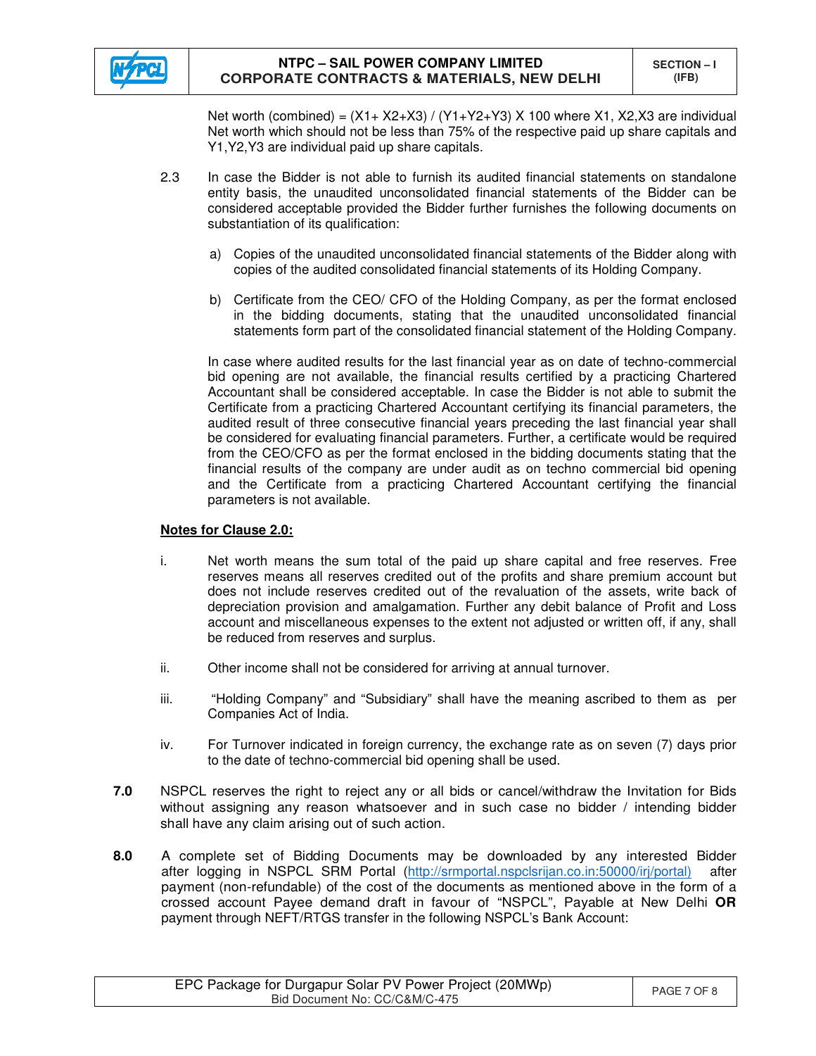Net worth (combined) = $(X1 + X2 + X3) / (Y1 + Y2 + Y3) \times 100$ where X1, X2, X3 are individual Net worth which should not be less than 75% of the respective paid up share capitals and Y1, Y2, Y3 are individual paid up share capitals.

2.3 In case the Bidder is not able to furnish its audited financial statements on standalone entity basis, the unaudited unconsolidated financial statements of the Bidder can be considered acceptable provided the Bidder further furnishes the following documents on substantiation of its qualification:

a) Copies of the unaudited unconsolidated financial statements of the Bidder along with copies of the audited consolidated financial statements of its Holding Company.

b) Certificate from the CEO/ CFO of the Holding Company, as per the format enclosed in the bidding documents, stating that the unaudited unconsolidated financial statements form part of the consolidated financial statement of the Holding Company.

In case where audited results for the last financial year as on date of techno-commercial bid opening are not available, the financial results certified by a practicing Chartered Accountant shall be considered acceptable. In case the Bidder is not able to submit the Certificate from a practicing Chartered Accountant certifying its financial parameters, the audited result of three consecutive financial years preceding the last financial year shall be considered for evaluating financial parameters. Further, a certificate would be required from the CEO/CFO as per the format enclosed in the bidding documents stating that the financial results of the company are under audit as on techno commercial bid opening and the Certificate from a practicing Chartered Accountant certifying the financial parameters is not available.

**Notes for Clause 2.0:**

i. Net worth means the sum total of the paid up share capital and free reserves. Free reserves means all reserves credited out of the profits and share premium account but does not include reserves credited out of the revaluation of the assets, write back of depreciation provision and amalgamation. Further any debit balance of Profit and Loss account and miscellaneous expenses to the extent not adjusted or written off, if any, shall be reduced from reserves and surplus.

ii. Other income shall not be considered for arriving at annual turnover.

iii. "Holding Company" and "Subsidiary" shall have the meaning ascribed to them as per Companies Act of India.

iv. For Turnover indicated in foreign currency, the exchange rate as on seven (7) days prior to the date of techno-commercial bid opening shall be used.

**7.0** NSPCL reserves the right to reject any or all bids or cancel/withdraw the Invitation for Bids without assigning any reason whatsoever and in such case no bidder / intending bidder shall have any claim arising out of such action.

**8.0** A complete set of Bidding Documents may be downloaded by any interested Bidder after logging in NSPCL SRM Portal (http://srmportal.nspclsrijan.co.in:50000/irj/portal) after payment (non-refundable) of the cost of the documents as mentioned above in the form of a crossed account Payee demand draft in favour of "NSPCL", Payable at New Delhi **OR** payment through NEFT/RTGS transfer in the following NSPCL's Bank Account: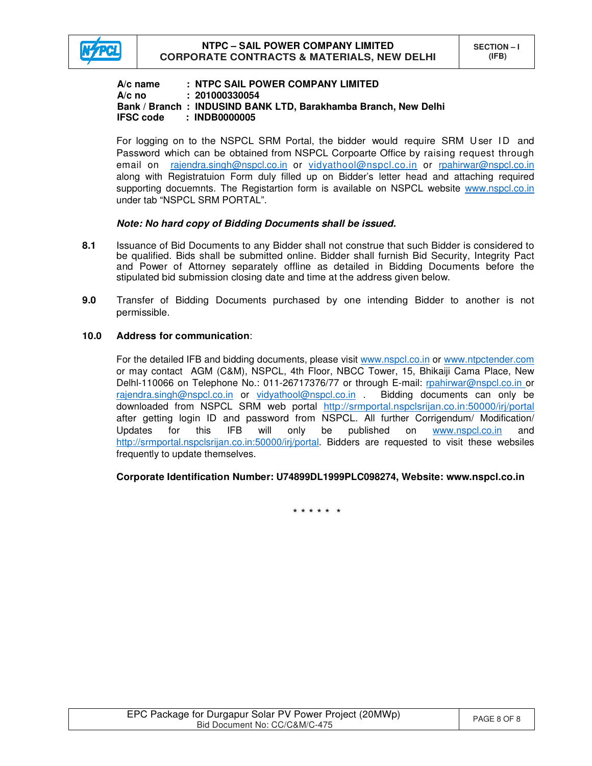**A/c name : NTPC SAIL POWER COMPANY LIMITED**
**A/c no : 201000330054**
**Bank / Branch : INDUSIND BANK LTD, Barakhamba Branch, New Delhi**
**IFSC code : INDB0000005**

For logging on to the NSPCL SRM Portal, the bidder would require SRM User ID and Password which can be obtained from NSPCL Corpoarte Office by raising request through email on rajendra.singh@nspcl.co.in or vidyathool@nspcl.co.in or rpahirwar@nspcl.co.in along with Registratuion Form duly filled up on Bidder's letter head and attaching required supporting docuemnts. The Registartion form is available on NSPCL website www.nspcl.co.in under tab "NSPCL SRM PORTAL".

***Note: No hard copy of Bidding Documents shall be issued.***

**8.1** Issuance of Bid Documents to any Bidder shall not construe that such Bidder is considered to be qualified. Bids shall be submitted online. Bidder shall furnish Bid Security, Integrity Pact and Power of Attorney separately offline as detailed in Bidding Documents before the stipulated bid submission closing date and time at the address given below.

**9.0** Transfer of Bidding Documents purchased by one intending Bidder to another is not permissible.

**10.0 Address for communication**:

For the detailed IFB and bidding documents, please visit www.nspcl.co.in or www.ntpctender.com or may contact AGM (C&M), NSPCL, 4th Floor, NBCC Tower, 15, Bhikaiji Cama Place, New Delhl-110066 on Telephone No.: 011-26717376/77 or through E-mail: rpahirwar@nspcl.co.in or rajendra.singh@nspcl.co.in or vidyathool@nspcl.co.in . Bidding documents can only be downloaded from NSPCL SRM web portal http://srmportal.nspclsrijan.co.in:50000/irj/portal after getting login ID and password from NSPCL. All further Corrigendum/ Modification/ Updates for this IFB will only be published on www.nspcl.co.in and http://srmportal.nspclsrijan.co.in:50000/irj/portal. Bidders are requested to visit these websiles frequently to update themselves.

**Corporate Identification Number: U74899DL1999PLC098274, Website: www.nspcl.co.in**

\* \* \* \* \* \*